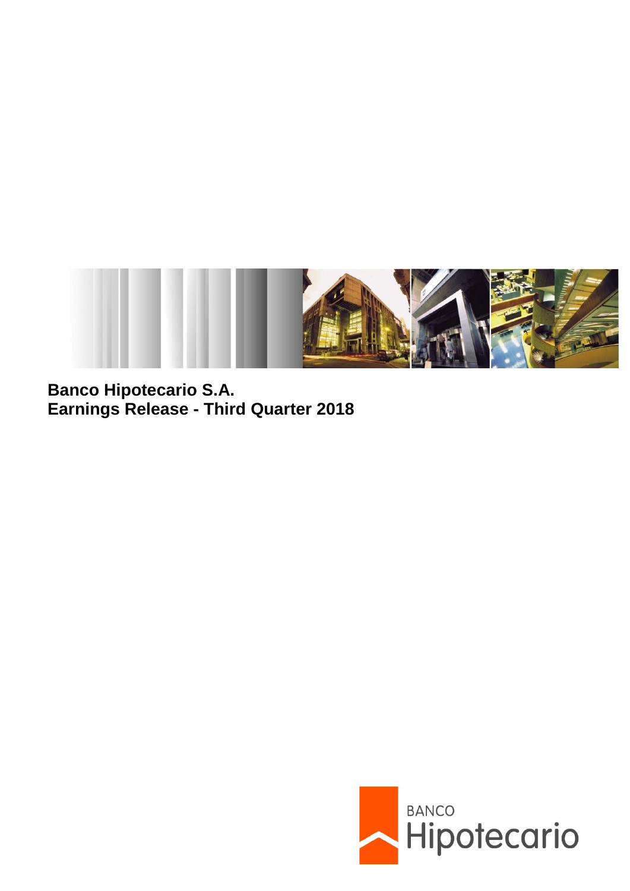**Banco Hipotecario S.A.**
**Earnings Release - Third Quarter 2018**

BANCO Hipotecario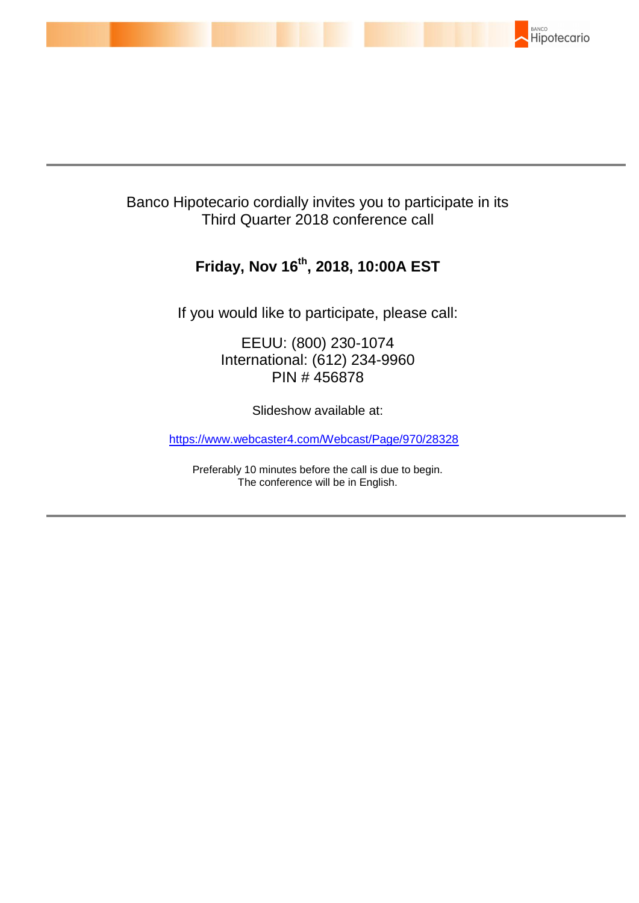Banco Hipotecario cordially invites you to participate in its Third Quarter 2018 conference call

**Friday, Nov 16th, 2018, 10:00A EST**

If you would like to participate, please call:

EEUU: (800) 230-1074
International: (612) 234-9960
PIN # 456878

Slideshow available at:

https://www.webcaster4.com/Webcast/Page/970/28328

Preferably 10 minutes before the call is due to begin.
The conference will be in English.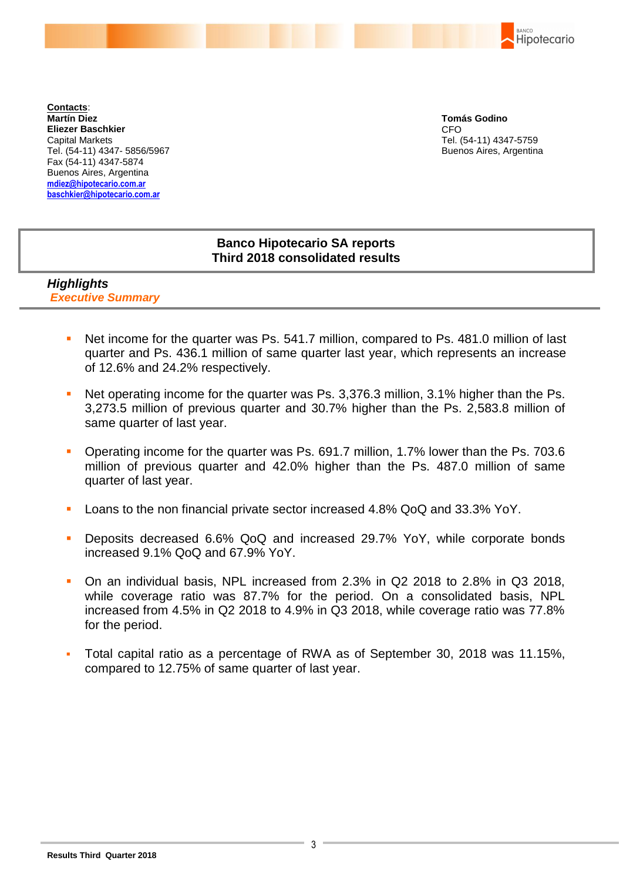**Contacts**:
**Martín Diez**
**Eliezer Baschkier**
Capital Markets
Tel. (54-11) 4347- 5856/5967
Fax (54-11) 4347-5874
Buenos Aires, Argentina
mdiez@hipotecario.com.ar
baschkier@hipotecario.com.ar

**Tomás Godino**
CFO
Tel. (54-11) 4347-5759
Buenos Aires, Argentina

## Banco Hipotecario SA reports Third 2018 consolidated results

### *Highlights*

***Executive Summary***

- Net income for the quarter was Ps. 541.7 million, compared to Ps. 481.0 million of last quarter and Ps. 436.1 million of same quarter last year, which represents an increase of 12.6% and 24.2% respectively.

- Net operating income for the quarter was Ps. 3,376.3 million, 3.1% higher than the Ps. 3,273.5 million of previous quarter and 30.7% higher than the Ps. 2,583.8 million of same quarter of last year.

- Operating income for the quarter was Ps. 691.7 million, 1.7% lower than the Ps. 703.6 million of previous quarter and 42.0% higher than the Ps. 487.0 million of same quarter of last year.

- Loans to the non financial private sector increased 4.8% QoQ and 33.3% YoY.

- Deposits decreased 6.6% QoQ and increased 29.7% YoY, while corporate bonds increased 9.1% QoQ and 67.9% YoY.

- On an individual basis, NPL increased from 2.3% in Q2 2018 to 2.8% in Q3 2018, while coverage ratio was 87.7% for the period. On a consolidated basis, NPL increased from 4.5% in Q2 2018 to 4.9% in Q3 2018, while coverage ratio was 77.8% for the period.

- Total capital ratio as a percentage of RWA as of September 30, 2018 was 11.15%, compared to 12.75% of same quarter of last year.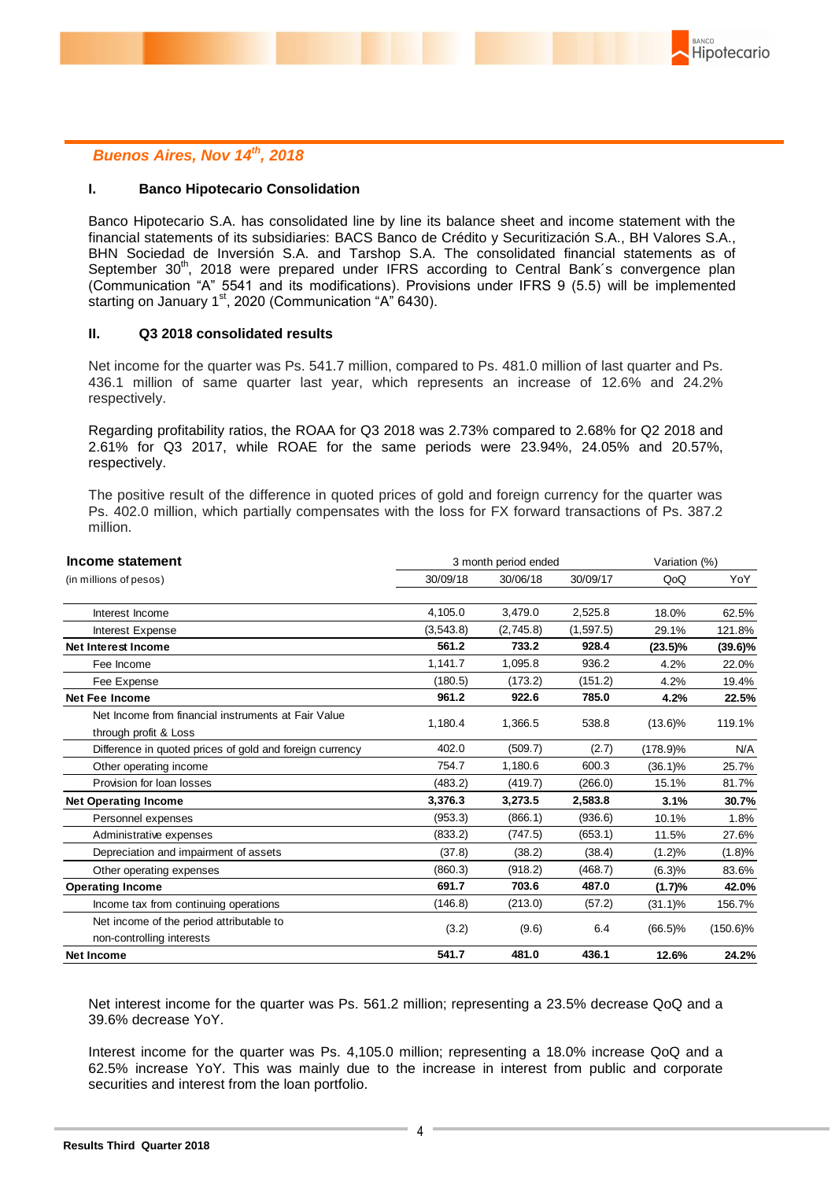*Buenos Aires, Nov 14th, 2018*

## I. Banco Hipotecario Consolidation

Banco Hipotecario S.A. has consolidated line by line its balance sheet and income statement with the financial statements of its subsidiaries: BACS Banco de Crédito y Securitización S.A., BH Valores S.A., BHN Sociedad de Inversión S.A. and Tarshop S.A. The consolidated financial statements as of September 30th, 2018 were prepared under IFRS according to Central Bank´s convergence plan (Communication "A" 5541 and its modifications). Provisions under IFRS 9 (5.5) will be implemented starting on January 1st, 2020 (Communication "A" 6430).

## II. Q3 2018 consolidated results

Net income for the quarter was Ps. 541.7 million, compared to Ps. 481.0 million of last quarter and Ps. 436.1 million of same quarter last year, which represents an increase of 12.6% and 24.2% respectively.

Regarding profitability ratios, the ROAA for Q3 2018 was 2.73% compared to 2.68% for Q2 2018 and 2.61% for Q3 2017, while ROAE for the same periods were 23.94%, 24.05% and 20.57%, respectively.

The positive result of the difference in quoted prices of gold and foreign currency for the quarter was Ps. 402.0 million, which partially compensates with the loss for FX forward transactions of Ps. 387.2 million.

| **Income statement** | 3 month period ended | | | Variation (%) | |
|---|---|---|---|---|---|
| (in millions of pesos) | 30/09/18 | 30/06/18 | 30/09/17 | QoQ | YoY |
| Interest Income | 4,105.0 | 3,479.0 | 2,525.8 | 18.0% | 62.5% |
| Interest Expense | (3,543.8) | (2,745.8) | (1,597.5) | 29.1% | 121.8% |
| **Net Interest Income** | **561.2** | **733.2** | **928.4** | **(23.5)%** | **(39.6)%** |
| Fee Income | 1,141.7 | 1,095.8 | 936.2 | 4.2% | 22.0% |
| Fee Expense | (180.5) | (173.2) | (151.2) | 4.2% | 19.4% |
| **Net Fee Income** | **961.2** | **922.6** | **785.0** | **4.2%** | **22.5%** |
| Net Income from financial instruments at Fair Value through profit & Loss | 1,180.4 | 1,366.5 | 538.8 | (13.6)% | 119.1% |
| Difference in quoted prices of gold and foreign currency | 402.0 | (509.7) | (2.7) | (178.9)% | N/A |
| Other operating income | 754.7 | 1,180.6 | 600.3 | (36.1)% | 25.7% |
| Provision for loan losses | (483.2) | (419.7) | (266.0) | 15.1% | 81.7% |
| **Net Operating Income** | **3,376.3** | **3,273.5** | **2,583.8** | **3.1%** | **30.7%** |
| Personnel expenses | (953.3) | (866.1) | (936.6) | 10.1% | 1.8% |
| Administrative expenses | (833.2) | (747.5) | (653.1) | 11.5% | 27.6% |
| Depreciation and impairment of assets | (37.8) | (38.2) | (38.4) | (1.2)% | (1.8)% |
| Other operating expenses | (860.3) | (918.2) | (468.7) | (6.3)% | 83.6% |
| **Operating Income** | **691.7** | **703.6** | **487.0** | **(1.7)%** | **42.0%** |
| Income tax from continuing operations | (146.8) | (213.0) | (57.2) | (31.1)% | 156.7% |
| Net income of the period attributable to non-controlling interests | (3.2) | (9.6) | 6.4 | (66.5)% | (150.6)% |
| **Net Income** | **541.7** | **481.0** | **436.1** | **12.6%** | **24.2%** |

Net interest income for the quarter was Ps. 561.2 million; representing a 23.5% decrease QoQ and a 39.6% decrease YoY.

Interest income for the quarter was Ps. 4,105.0 million; representing a 18.0% increase QoQ and a 62.5% increase YoY. This was mainly due to the increase in interest from public and corporate securities and interest from the loan portfolio.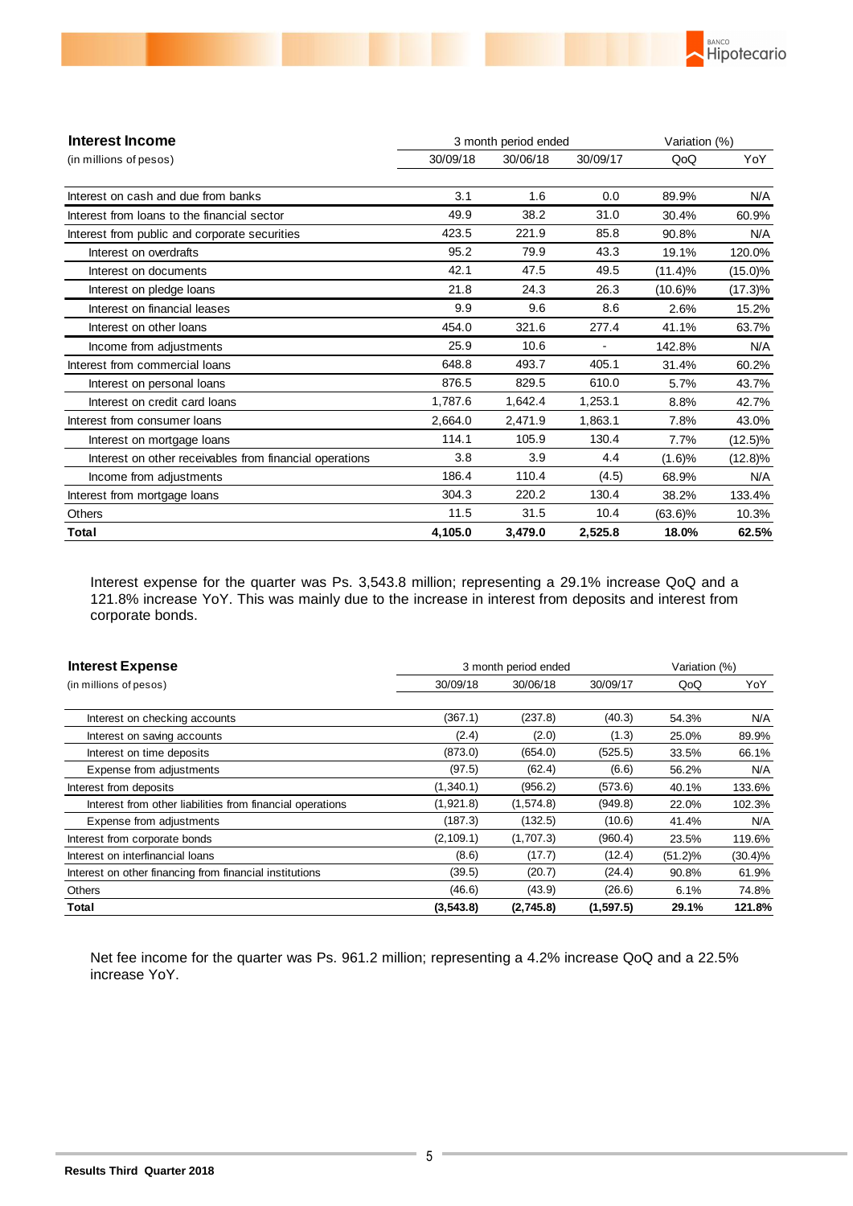| **Interest Income** | 3 month period ended | | | Variation (%) | |
|---|---|---|---|---|---|
| (in millions of pesos) | 30/09/18 | 30/06/18 | 30/09/17 | QoQ | YoY |
| Interest on cash and due from banks | 3.1 | 1.6 | 0.0 | 89.9% | N/A |
| Interest from loans to the financial sector | 49.9 | 38.2 | 31.0 | 30.4% | 60.9% |
| Interest from public and corporate securities | 423.5 | 221.9 | 85.8 | 90.8% | N/A |
| Interest on overdrafts | 95.2 | 79.9 | 43.3 | 19.1% | 120.0% |
| Interest on documents | 42.1 | 47.5 | 49.5 | (11.4)% | (15.0)% |
| Interest on pledge loans | 21.8 | 24.3 | 26.3 | (10.6)% | (17.3)% |
| Interest on financial leases | 9.9 | 9.6 | 8.6 | 2.6% | 15.2% |
| Interest on other loans | 454.0 | 321.6 | 277.4 | 41.1% | 63.7% |
| Income from adjustments | 25.9 | 10.6 | - | 142.8% | N/A |
| Interest from commercial loans | 648.8 | 493.7 | 405.1 | 31.4% | 60.2% |
| Interest on personal loans | 876.5 | 829.5 | 610.0 | 5.7% | 43.7% |
| Interest on credit card loans | 1,787.6 | 1,642.4 | 1,253.1 | 8.8% | 42.7% |
| Interest from consumer loans | 2,664.0 | 2,471.9 | 1,863.1 | 7.8% | 43.0% |
| Interest on mortgage loans | 114.1 | 105.9 | 130.4 | 7.7% | (12.5)% |
| Interest on other receivables from financial operations | 3.8 | 3.9 | 4.4 | (1.6)% | (12.8)% |
| Income from adjustments | 186.4 | 110.4 | (4.5) | 68.9% | N/A |
| Interest from mortgage loans | 304.3 | 220.2 | 130.4 | 38.2% | 133.4% |
| Others | 11.5 | 31.5 | 10.4 | (63.6)% | 10.3% |
| **Total** | **4,105.0** | **3,479.0** | **2,525.8** | **18.0%** | **62.5%** |

Interest expense for the quarter was Ps. 3,543.8 million; representing a 29.1% increase QoQ and a 121.8% increase YoY. This was mainly due to the increase in interest from deposits and interest from corporate bonds.

| **Interest Expense** | 3 month period ended | | | Variation (%) | |
|---|---|---|---|---|---|
| (in millions of pesos) | 30/09/18 | 30/06/18 | 30/09/17 | QoQ | YoY |
| Interest on checking accounts | (367.1) | (237.8) | (40.3) | 54.3% | N/A |
| Interest on saving accounts | (2.4) | (2.0) | (1.3) | 25.0% | 89.9% |
| Interest on time deposits | (873.0) | (654.0) | (525.5) | 33.5% | 66.1% |
| Expense from adjustments | (97.5) | (62.4) | (6.6) | 56.2% | N/A |
| Interest from deposits | (1,340.1) | (956.2) | (573.6) | 40.1% | 133.6% |
| Interest from other liabilities from financial operations | (1,921.8) | (1,574.8) | (949.8) | 22.0% | 102.3% |
| Expense from adjustments | (187.3) | (132.5) | (10.6) | 41.4% | N/A |
| Interest from corporate bonds | (2,109.1) | (1,707.3) | (960.4) | 23.5% | 119.6% |
| Interest on interfinancial loans | (8.6) | (17.7) | (12.4) | (51.2)% | (30.4)% |
| Interest on other financing from financial institutions | (39.5) | (20.7) | (24.4) | 90.8% | 61.9% |
| Others | (46.6) | (43.9) | (26.6) | 6.1% | 74.8% |
| **Total** | **(3,543.8)** | **(2,745.8)** | **(1,597.5)** | **29.1%** | **121.8%** |

Net fee income for the quarter was Ps. 961.2 million; representing a 4.2% increase QoQ and a 22.5% increase YoY.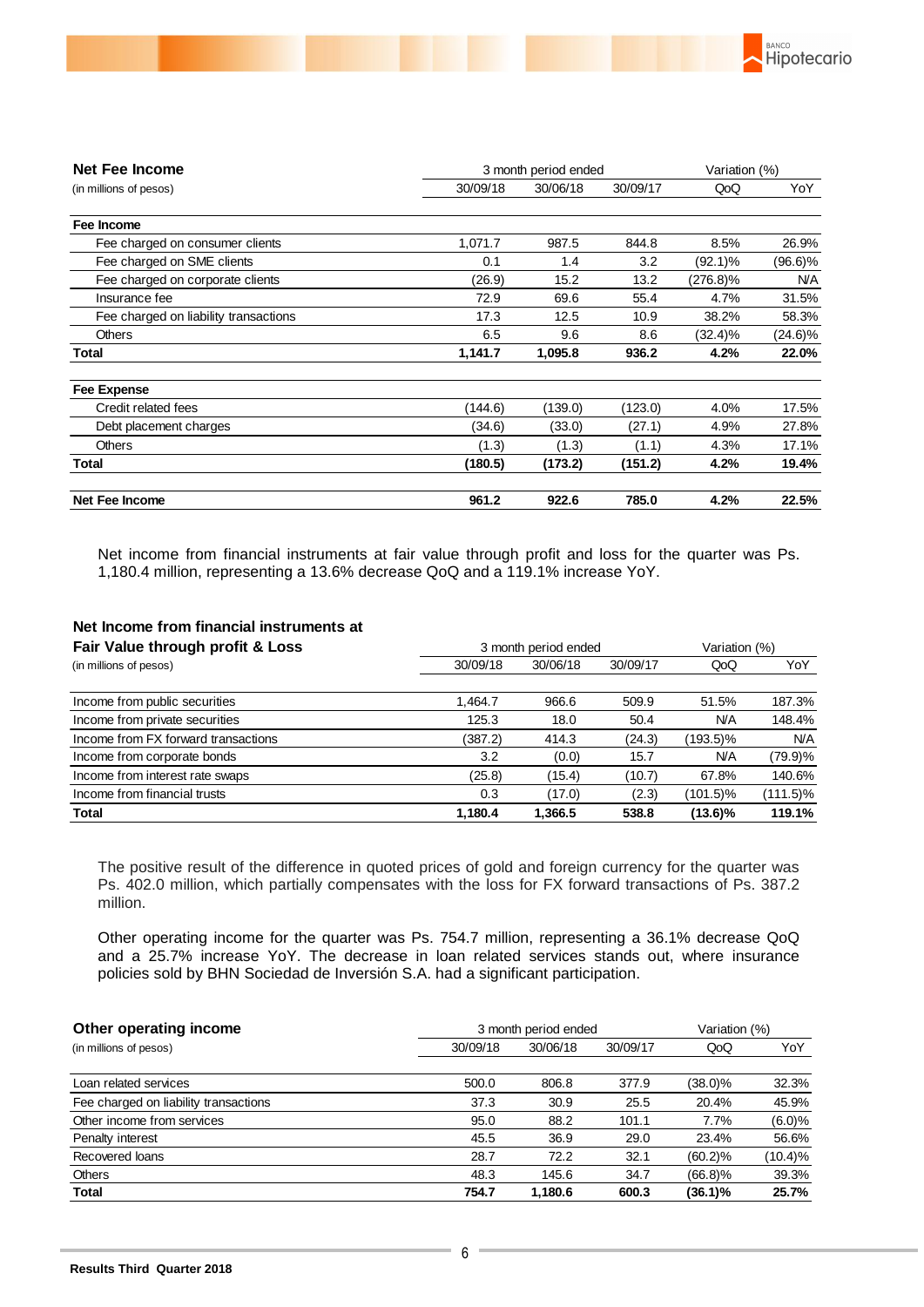| **Net Fee Income** | 3 month period ended | | | Variation (%) | |
|---|---|---|---|---|---|
| (in millions of pesos) | 30/09/18 | 30/06/18 | 30/09/17 | QoQ | YoY |
| **Fee Income** | | | | | |
| Fee charged on consumer clients | 1,071.7 | 987.5 | 844.8 | 8.5% | 26.9% |
| Fee charged on SME clients | 0.1 | 1.4 | 3.2 | (92.1)% | (96.6)% |
| Fee charged on corporate clients | (26.9) | 15.2 | 13.2 | (276.8)% | N/A |
| Insurance fee | 72.9 | 69.6 | 55.4 | 4.7% | 31.5% |
| Fee charged on liability transactions | 17.3 | 12.5 | 10.9 | 38.2% | 58.3% |
| Others | 6.5 | 9.6 | 8.6 | (32.4)% | (24.6)% |
| **Total** | **1,141.7** | **1,095.8** | **936.2** | **4.2%** | **22.0%** |
| **Fee Expense** | | | | | |
| Credit related fees | (144.6) | (139.0) | (123.0) | 4.0% | 17.5% |
| Debt placement charges | (34.6) | (33.0) | (27.1) | 4.9% | 27.8% |
| Others | (1.3) | (1.3) | (1.1) | 4.3% | 17.1% |
| **Total** | **(180.5)** | **(173.2)** | **(151.2)** | **4.2%** | **19.4%** |
| **Net Fee Income** | **961.2** | **922.6** | **785.0** | **4.2%** | **22.5%** |

Net income from financial instruments at fair value through profit and loss for the quarter was Ps. 1,180.4 million, representing a 13.6% decrease QoQ and a 119.1% increase YoY.

| **Net Income from financial instruments at Fair Value through profit & Loss** | 3 month period ended | | | Variation (%) | |
|---|---|---|---|---|---|
| (in millions of pesos) | 30/09/18 | 30/06/18 | 30/09/17 | QoQ | YoY |
| Income from public securities | 1,464.7 | 966.6 | 509.9 | 51.5% | 187.3% |
| Income from private securities | 125.3 | 18.0 | 50.4 | N/A | 148.4% |
| Income from FX forward transactions | (387.2) | 414.3 | (24.3) | (193.5)% | N/A |
| Income from corporate bonds | 3.2 | (0.0) | 15.7 | N/A | (79.9)% |
| Income from interest rate swaps | (25.8) | (15.4) | (10.7) | 67.8% | 140.6% |
| Income from financial trusts | 0.3 | (17.0) | (2.3) | (101.5)% | (111.5)% |
| **Total** | **1,180.4** | **1,366.5** | **538.8** | **(13.6)%** | **119.1%** |

The positive result of the difference in quoted prices of gold and foreign currency for the quarter was Ps. 402.0 million, which partially compensates with the loss for FX forward transactions of Ps. 387.2 million.

Other operating income for the quarter was Ps. 754.7 million, representing a 36.1% decrease QoQ and a 25.7% increase YoY. The decrease in loan related services stands out, where insurance policies sold by BHN Sociedad de Inversión S.A. had a significant participation.

| **Other operating income** | 3 month period ended | | | Variation (%) | |
|---|---|---|---|---|---|
| (in millions of pesos) | 30/09/18 | 30/06/18 | 30/09/17 | QoQ | YoY |
| Loan related services | 500.0 | 806.8 | 377.9 | (38.0)% | 32.3% |
| Fee charged on liability transactions | 37.3 | 30.9 | 25.5 | 20.4% | 45.9% |
| Other income from services | 95.0 | 88.2 | 101.1 | 7.7% | (6.0)% |
| Penalty interest | 45.5 | 36.9 | 29.0 | 23.4% | 56.6% |
| Recovered loans | 28.7 | 72.2 | 32.1 | (60.2)% | (10.4)% |
| Others | 48.3 | 145.6 | 34.7 | (66.8)% | 39.3% |
| **Total** | **754.7** | **1,180.6** | **600.3** | **(36.1)%** | **25.7%** |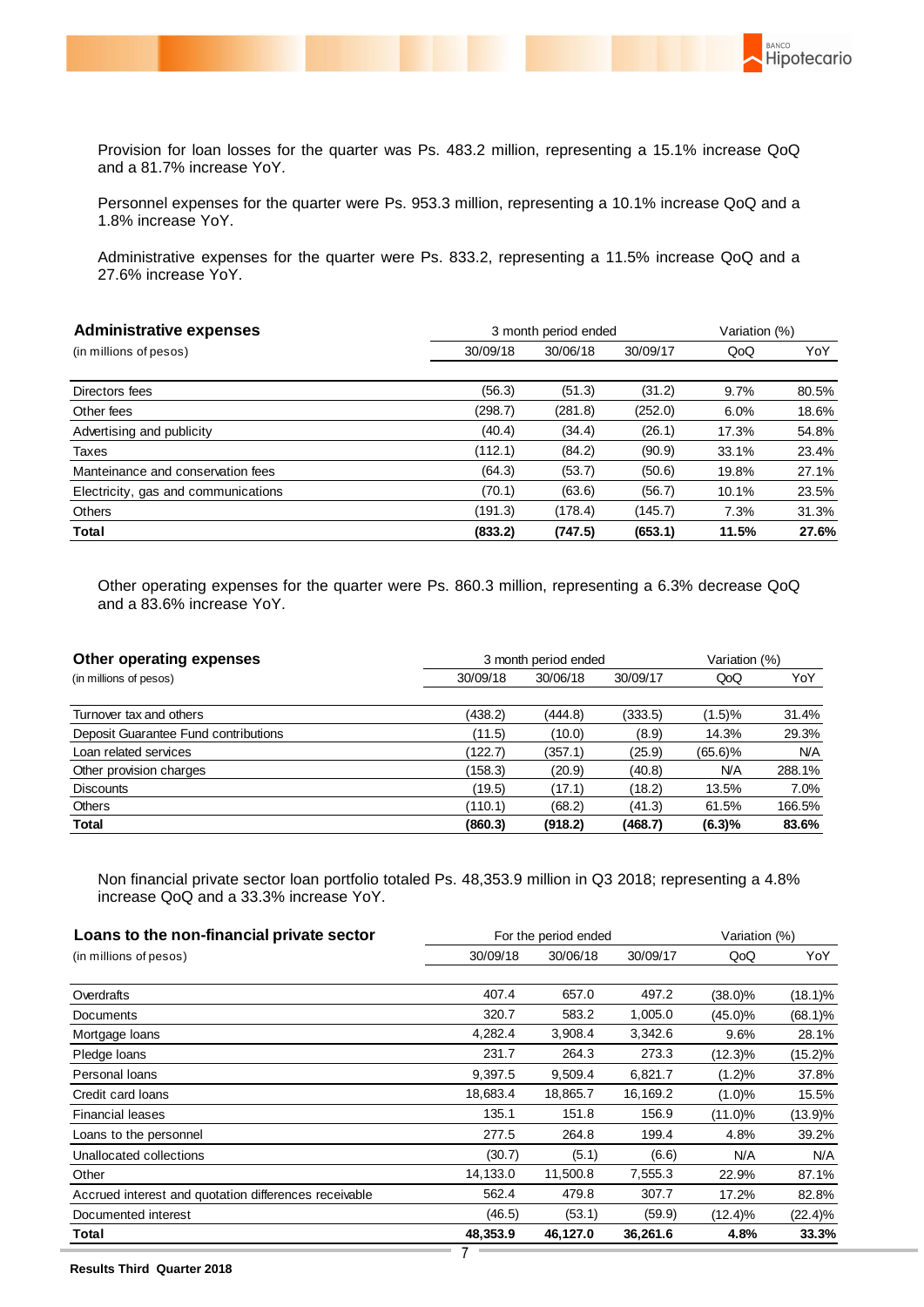Provision for loan losses for the quarter was Ps. 483.2 million, representing a 15.1% increase QoQ and a 81.7% increase YoY.

Personnel expenses for the quarter were Ps. 953.3 million, representing a 10.1% increase QoQ and a 1.8% increase YoY.

Administrative expenses for the quarter were Ps. 833.2, representing a 11.5% increase QoQ and a 27.6% increase YoY.

| **Administrative expenses** | 3 month period ended | | | Variation (%) | |
|---|---|---|---|---|---|
| (in millions of pesos) | 30/09/18 | 30/06/18 | 30/09/17 | QoQ | YoY |
| Directors fees | (56.3) | (51.3) | (31.2) | 9.7% | 80.5% |
| Other fees | (298.7) | (281.8) | (252.0) | 6.0% | 18.6% |
| Advertising and publicity | (40.4) | (34.4) | (26.1) | 17.3% | 54.8% |
| Taxes | (112.1) | (84.2) | (90.9) | 33.1% | 23.4% |
| Manteinance and conservation fees | (64.3) | (53.7) | (50.6) | 19.8% | 27.1% |
| Electricity, gas and communications | (70.1) | (63.6) | (56.7) | 10.1% | 23.5% |
| Others | (191.3) | (178.4) | (145.7) | 7.3% | 31.3% |
| **Total** | **(833.2)** | **(747.5)** | **(653.1)** | **11.5%** | **27.6%** |

Other operating expenses for the quarter were Ps. 860.3 million, representing a 6.3% decrease QoQ and a 83.6% increase YoY.

| **Other operating expenses** | 3 month period ended | | | Variation (%) | |
|---|---|---|---|---|---|
| (in millions of pesos) | 30/09/18 | 30/06/18 | 30/09/17 | QoQ | YoY |
| Turnover tax and others | (438.2) | (444.8) | (333.5) | (1.5)% | 31.4% |
| Deposit Guarantee Fund contributions | (11.5) | (10.0) | (8.9) | 14.3% | 29.3% |
| Loan related services | (122.7) | (357.1) | (25.9) | (65.6)% | N/A |
| Other provision charges | (158.3) | (20.9) | (40.8) | N/A | 288.1% |
| Discounts | (19.5) | (17.1) | (18.2) | 13.5% | 7.0% |
| Others | (110.1) | (68.2) | (41.3) | 61.5% | 166.5% |
| **Total** | **(860.3)** | **(918.2)** | **(468.7)** | **(6.3)%** | **83.6%** |

Non financial private sector loan portfolio totaled Ps. 48,353.9 million in Q3 2018; representing a 4.8% increase QoQ and a 33.3% increase YoY.

| **Loans to the non-financial private sector** | For the period ended | | | Variation (%) | |
|---|---|---|---|---|---|
| (in millions of pesos) | 30/09/18 | 30/06/18 | 30/09/17 | QoQ | YoY |
| Overdrafts | 407.4 | 657.0 | 497.2 | (38.0)% | (18.1)% |
| Documents | 320.7 | 583.2 | 1,005.0 | (45.0)% | (68.1)% |
| Mortgage loans | 4,282.4 | 3,908.4 | 3,342.6 | 9.6% | 28.1% |
| Pledge loans | 231.7 | 264.3 | 273.3 | (12.3)% | (15.2)% |
| Personal loans | 9,397.5 | 9,509.4 | 6,821.7 | (1.2)% | 37.8% |
| Credit card loans | 18,683.4 | 18,865.7 | 16,169.2 | (1.0)% | 15.5% |
| Financial leases | 135.1 | 151.8 | 156.9 | (11.0)% | (13.9)% |
| Loans to the personnel | 277.5 | 264.8 | 199.4 | 4.8% | 39.2% |
| Unallocated collections | (30.7) | (5.1) | (6.6) | N/A | N/A |
| Other | 14,133.0 | 11,500.8 | 7,555.3 | 22.9% | 87.1% |
| Accrued interest and quotation differences receivable | 562.4 | 479.8 | 307.7 | 17.2% | 82.8% |
| Documented interest | (46.5) | (53.1) | (59.9) | (12.4)% | (22.4)% |
| **Total** | **48,353.9** | **46,127.0** | **36,261.6** | **4.8%** | **33.3%** |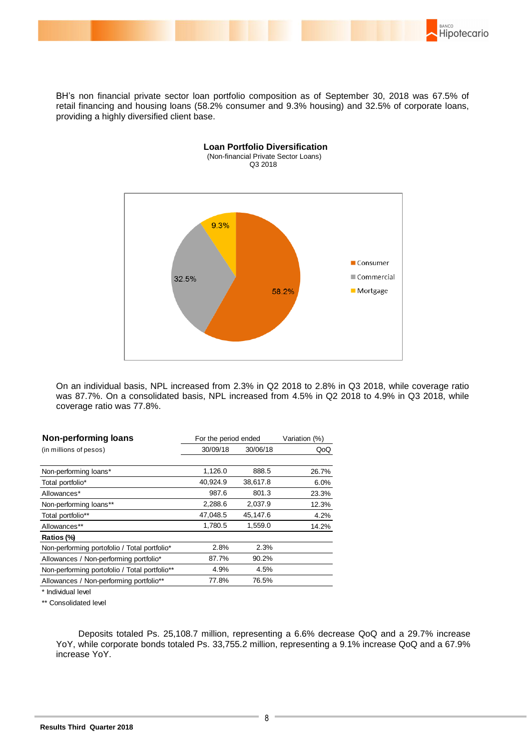BH's non financial private sector loan portfolio composition as of September 30, 2018 was 67.5% of retail financing and housing loans (58.2% consumer and 9.3% housing) and 32.5% of corporate loans, providing a highly diversified client base.

**Loan Portfolio Diversification**
(Non-financial Private Sector Loans)
Q3 2018

- Consumer: 58.2%
- Commercial: 32.5%
- Mortgage: 9.3%

On an individual basis, NPL increased from 2.3% in Q2 2018 to 2.8% in Q3 2018, while coverage ratio was 87.7%. On a consolidated basis, NPL increased from 4.5% in Q2 2018 to 4.9% in Q3 2018, while coverage ratio was 77.8%.

| **Non-performing loans** | For the period ended | | Variation (%) |
|---|---|---|---|
| (in millions of pesos) | 30/09/18 | 30/06/18 | QoQ |
| Non-performing loans* | 1,126.0 | 888.5 | 26.7% |
| Total portfolio* | 40,924.9 | 38,617.8 | 6.0% |
| Allowances* | 987.6 | 801.3 | 23.3% |
| Non-performing loans** | 2,288.6 | 2,037.9 | 12.3% |
| Total portfolio** | 47,048.5 | 45,147.6 | 4.2% |
| Allowances** | 1,780.5 | 1,559.0 | 14.2% |
| **Ratios (%)** | | | |
| Non-performing portofolio / Total portfolio* | 2.8% | 2.3% | |
| Allowances / Non-performing portfolio* | 87.7% | 90.2% | |
| Non-performing portofolio / Total portfolio** | 4.9% | 4.5% | |
| Allowances / Non-performing portfolio** | 77.8% | 76.5% | |

\* Individual level

\*\* Consolidated level

Deposits totaled Ps. 25,108.7 million, representing a 6.6% decrease QoQ and a 29.7% increase YoY, while corporate bonds totaled Ps. 33,755.2 million, representing a 9.1% increase QoQ and a 67.9% increase YoY.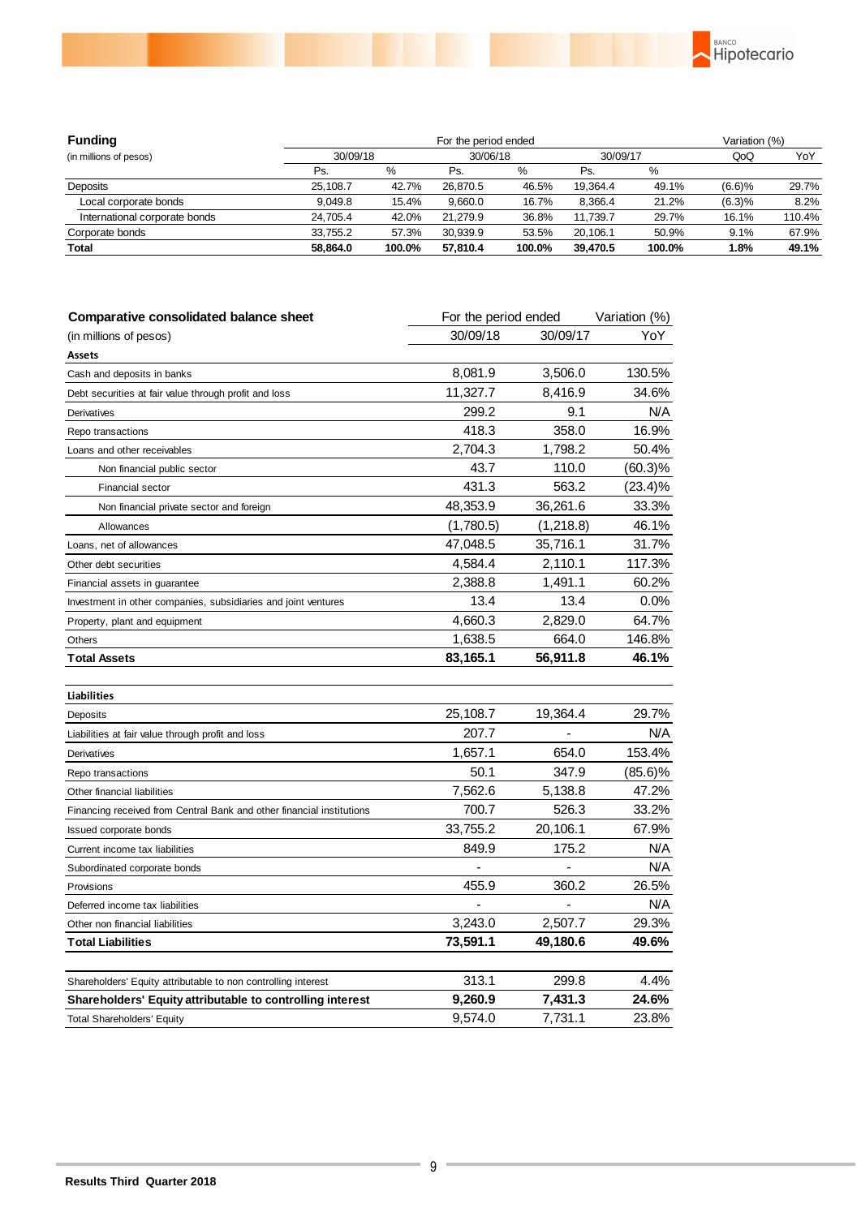## Funding

| (in millions of pesos) | For the period ended | | | | | | Variation (%) | |
|---|---|---|---|---|---|---|---|---|
| | 30/09/18 | | 30/06/18 | | 30/09/17 | | QoQ | YoY |
| | Ps. | % | Ps. | % | Ps. | % | | |
| Deposits | 25,108.7 | 42.7% | 26,870.5 | 46.5% | 19,364.4 | 49.1% | (6.6)% | 29.7% |
| Local corporate bonds | 9,049.8 | 15.4% | 9,660.0 | 16.7% | 8,366.4 | 21.2% | (6.3)% | 8.2% |
| International corporate bonds | 24,705.4 | 42.0% | 21,279.9 | 36.8% | 11,739.7 | 29.7% | 16.1% | 110.4% |
| Corporate bonds | 33,755.2 | 57.3% | 30,939.9 | 53.5% | 20,106.1 | 50.9% | 9.1% | 67.9% |
| **Total** | **58,864.0** | **100.0%** | **57,810.4** | **100.0%** | **39,470.5** | **100.0%** | **1.8%** | **49.1%** |

## Comparative consolidated balance sheet

| (in millions of pesos) | For the period ended 30/09/18 | For the period ended 30/09/17 | Variation (%) YoY |
|---|---|---|---|
| **Assets** | | | |
| Cash and deposits in banks | 8,081.9 | 3,506.0 | 130.5% |
| Debt securities at fair value through profit and loss | 11,327.7 | 8,416.9 | 34.6% |
| Derivatives | 299.2 | 9.1 | N/A |
| Repo transactions | 418.3 | 358.0 | 16.9% |
| Loans and other receivables | 2,704.3 | 1,798.2 | 50.4% |
| Non financial public sector | 43.7 | 110.0 | (60.3)% |
| Financial sector | 431.3 | 563.2 | (23.4)% |
| Non financial private sector and foreign | 48,353.9 | 36,261.6 | 33.3% |
| Allowances | (1,780.5) | (1,218.8) | 46.1% |
| Loans, net of allowances | 47,048.5 | 35,716.1 | 31.7% |
| Other debt securities | 4,584.4 | 2,110.1 | 117.3% |
| Financial assets in guarantee | 2,388.8 | 1,491.1 | 60.2% |
| Investment in other companies, subsidiaries and joint ventures | 13.4 | 13.4 | 0.0% |
| Property, plant and equipment | 4,660.3 | 2,829.0 | 64.7% |
| Others | 1,638.5 | 664.0 | 146.8% |
| **Total Assets** | **83,165.1** | **56,911.8** | **46.1%** |
| **Liabilities** | | | |
| Deposits | 25,108.7 | 19,364.4 | 29.7% |
| Liabilities at fair value through profit and loss | 207.7 | - | N/A |
| Derivatives | 1,657.1 | 654.0 | 153.4% |
| Repo transactions | 50.1 | 347.9 | (85.6)% |
| Other financial liabilities | 7,562.6 | 5,138.8 | 47.2% |
| Financing received from Central Bank and other financial institutions | 700.7 | 526.3 | 33.2% |
| Issued corporate bonds | 33,755.2 | 20,106.1 | 67.9% |
| Current income tax liabilities | 849.9 | 175.2 | N/A |
| Subordinated corporate bonds | - | - | N/A |
| Provisions | 455.9 | 360.2 | 26.5% |
| Deferred income tax liabilities | - | - | N/A |
| Other non financial liabilities | 3,243.0 | 2,507.7 | 29.3% |
| **Total Liabilities** | **73,591.1** | **49,180.6** | **49.6%** |
| Shareholders' Equity attributable to non controlling interest | 313.1 | 299.8 | 4.4% |
| **Shareholders' Equity attributable to controlling interest** | **9,260.9** | **7,431.3** | **24.6%** |
| Total Shareholders' Equity | 9,574.0 | 7,731.1 | 23.8% |

Results Third Quarter 2018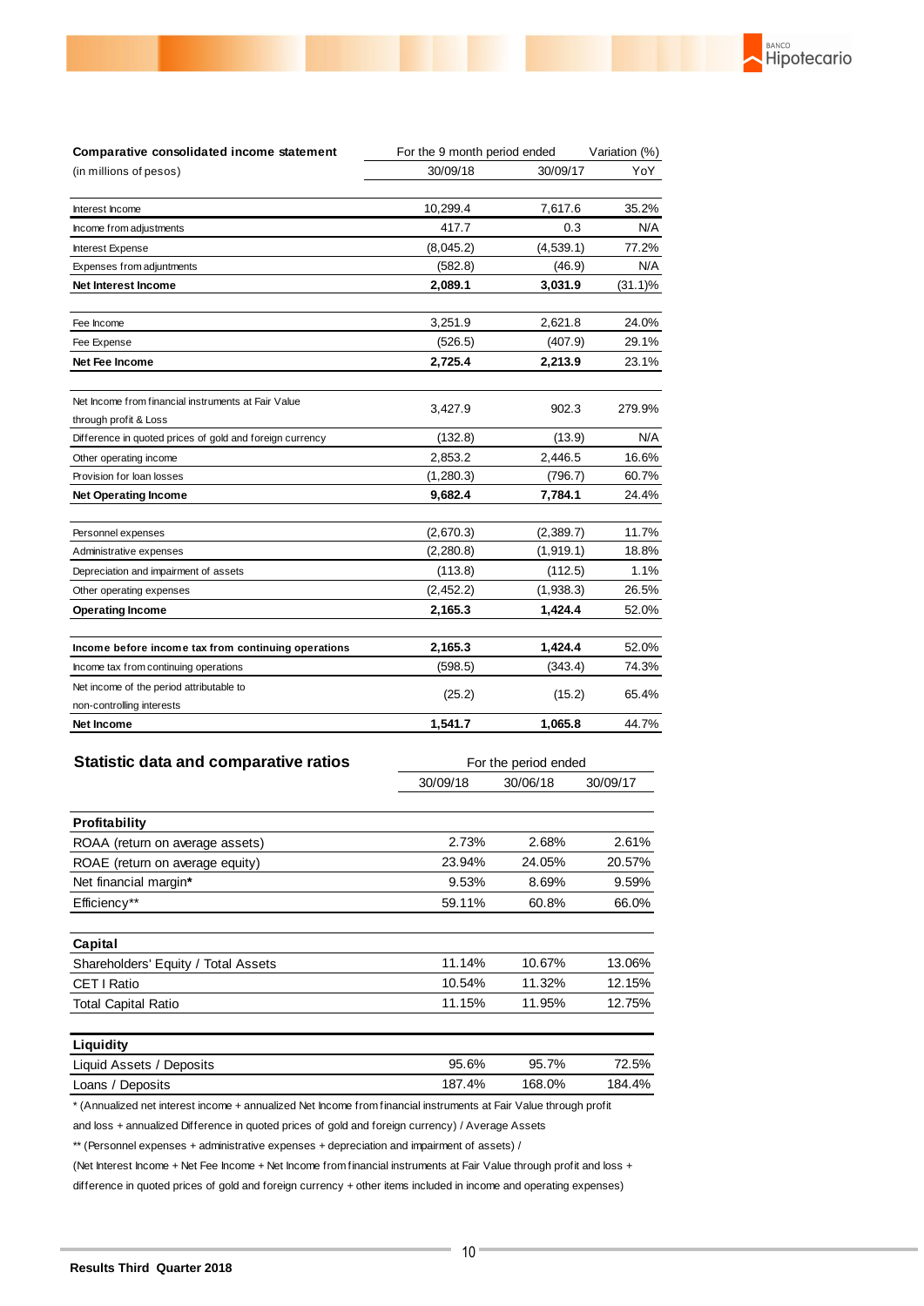| Comparative consolidated income statement | For the 9 month period ended | | Variation (%) |
|---|---|---|---|
| (in millions of pesos) | 30/09/18 | 30/09/17 | YoY |
| Interest Income | 10,299.4 | 7,617.6 | 35.2% |
| Income from adjustments | 417.7 | 0.3 | N/A |
| Interest Expense | (8,045.2) | (4,539.1) | 77.2% |
| Expenses from adjuntments | (582.8) | (46.9) | N/A |
| **Net Interest Income** | **2,089.1** | **3,031.9** | (31.1)% |
| Fee Income | 3,251.9 | 2,621.8 | 24.0% |
| Fee Expense | (526.5) | (407.9) | 29.1% |
| **Net Fee Income** | **2,725.4** | **2,213.9** | 23.1% |
| Net Income from financial instruments at Fair Value through profit & Loss | 3,427.9 | 902.3 | 279.9% |
| Difference in quoted prices of gold and foreign currency | (132.8) | (13.9) | N/A |
| Other operating income | 2,853.2 | 2,446.5 | 16.6% |
| Provision for loan losses | (1,280.3) | (796.7) | 60.7% |
| **Net Operating Income** | **9,682.4** | **7,784.1** | 24.4% |
| Personnel expenses | (2,670.3) | (2,389.7) | 11.7% |
| Administrative expenses | (2,280.8) | (1,919.1) | 18.8% |
| Depreciation and impairment of assets | (113.8) | (112.5) | 1.1% |
| Other operating expenses | (2,452.2) | (1,938.3) | 26.5% |
| **Operating Income** | **2,165.3** | **1,424.4** | 52.0% |
| **Income before income tax from continuing operations** | **2,165.3** | **1,424.4** | 52.0% |
| Income tax from continuing operations | (598.5) | (343.4) | 74.3% |
| Net income of the period attributable to non-controlling interests | (25.2) | (15.2) | 65.4% |
| **Net Income** | **1,541.7** | **1,065.8** | 44.7% |

| **Statistic data and comparative ratios** | For the period ended | | |
|---|---|---|---|
| | 30/09/18 | 30/06/18 | 30/09/17 |
| **Profitability** | | | |
| ROAA (return on average assets) | 2.73% | 2.68% | 2.61% |
| ROAE (return on average equity) | 23.94% | 24.05% | 20.57% |
| Net financial margin* | 9.53% | 8.69% | 9.59% |
| Efficiency** | 59.11% | 60.8% | 66.0% |
| **Capital** | | | |
| Shareholders' Equity / Total Assets | 11.14% | 10.67% | 13.06% |
| CET I Ratio | 10.54% | 11.32% | 12.15% |
| Total Capital Ratio | 11.15% | 11.95% | 12.75% |
| **Liquidity** | | | |
| Liquid Assets / Deposits | 95.6% | 95.7% | 72.5% |
| Loans / Deposits | 187.4% | 168.0% | 184.4% |

* (Annualized net interest income + annualized Net Income from financial instruments at Fair Value through profit and loss + annualized Difference in quoted prices of gold and foreign currency) / Average Assets

** (Personnel expenses + administrative expenses + depreciation and impairment of assets) / (Net Interest Income + Net Fee Income + Net Income from financial instruments at Fair Value through profit and loss + difference in quoted prices of gold and foreign currency + other items included in income and operating expenses)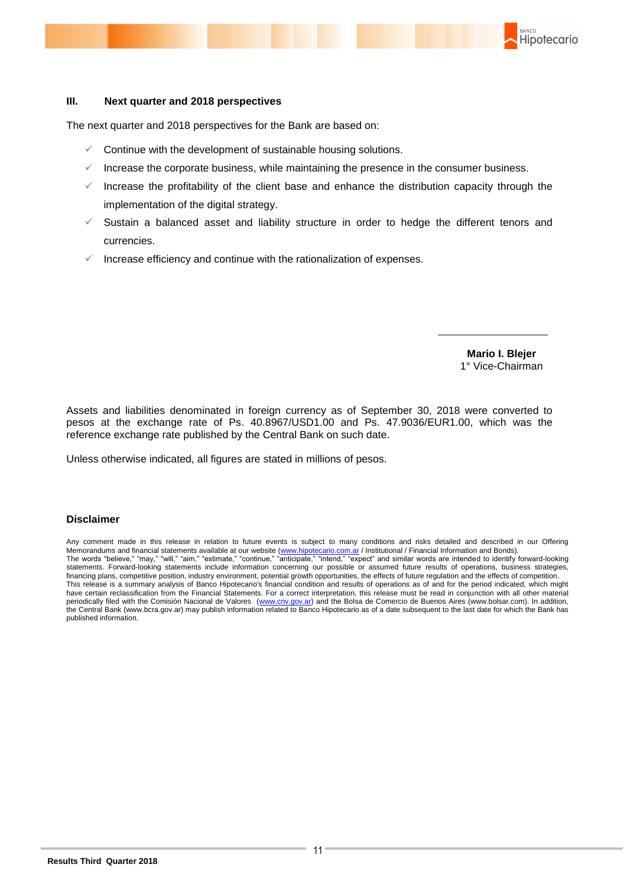### III. Next quarter and 2018 perspectives

The next quarter and 2018 perspectives for the Bank are based on:

- ✓ Continue with the development of sustainable housing solutions.
- ✓ Increase the corporate business, while maintaining the presence in the consumer business.
- ✓ Increase the profitability of the client base and enhance the distribution capacity through the implementation of the digital strategy.
- ✓ Sustain a balanced asset and liability structure in order to hedge the different tenors and currencies.
- ✓ Increase efficiency and continue with the rationalization of expenses.

**Mario I. Blejer**
1° Vice-Chairman

Assets and liabilities denominated in foreign currency as of September 30, 2018 were converted to pesos at the exchange rate of Ps. 40.8967/USD1.00 and Ps. 47.9036/EUR1.00, which was the reference exchange rate published by the Central Bank on such date.

Unless otherwise indicated, all figures are stated in millions of pesos.

**Disclaimer**

Any comment made in this release in relation to future events is subject to many conditions and risks detailed and described in our Offering Memorandums and financial statements available at our website (www.hipotecario.com.ar / Institutional / Financial Information and Bonds).
The words "believe," "may," "will," "aim," "estimate," "continue," "anticipate," "intend," "expect" and similar words are intended to identify forward-looking statements. Forward-looking statements include information concerning our possible or assumed future results of operations, business strategies, financing plans, competitive position, industry environment, potential growth opportunities, the effects of future regulation and the effects of competition.
This release is a summary analysis of Banco Hipotecario's financial condition and results of operations as of and for the period indicated, which might have certain reclassification from the Financial Statements. For a correct interpretation, this release must be read in conjunction with all other material periodically filed with the Comisión Nacional de Valores (www.cnv.gov.ar) and the Bolsa de Comercio de Buenos Aires (www.bolsar.com). In addition, the Central Bank (www.bcra.gov.ar) may publish information related to Banco Hipotecario as of a date subsequent to the last date for which the Bank has published information.